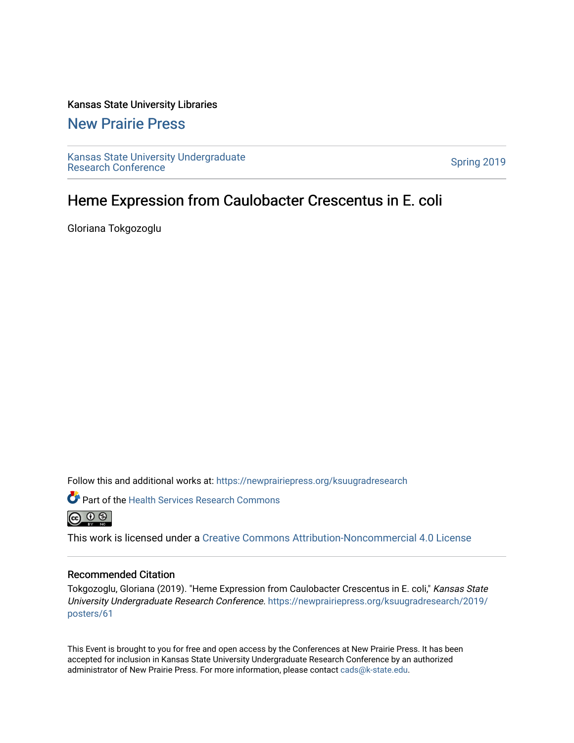Kansas State University Libraries

## New Prairie Press

Kansas State University Undergraduate Research Conference

Spring 2019

# Heme Expression from Caulobacter Crescentus in E. coli

Gloriana Tokgozoglu

Follow this and additional works at: https://newprairiepress.org/ksuugradresearch

Part of the Health Services Research Commons

This work is licensed under a Creative Commons Attribution-Noncommercial 4.0 License

### Recommended Citation

Tokgozoglu, Gloriana (2019). "Heme Expression from Caulobacter Crescentus in E. coli," *Kansas State University Undergraduate Research Conference*. https://newprairiepress.org/ksuugradresearch/2019/posters/61

This Event is brought to you for free and open access by the Conferences at New Prairie Press. It has been accepted for inclusion in Kansas State University Undergraduate Research Conference by an authorized administrator of New Prairie Press. For more information, please contact cads@k-state.edu.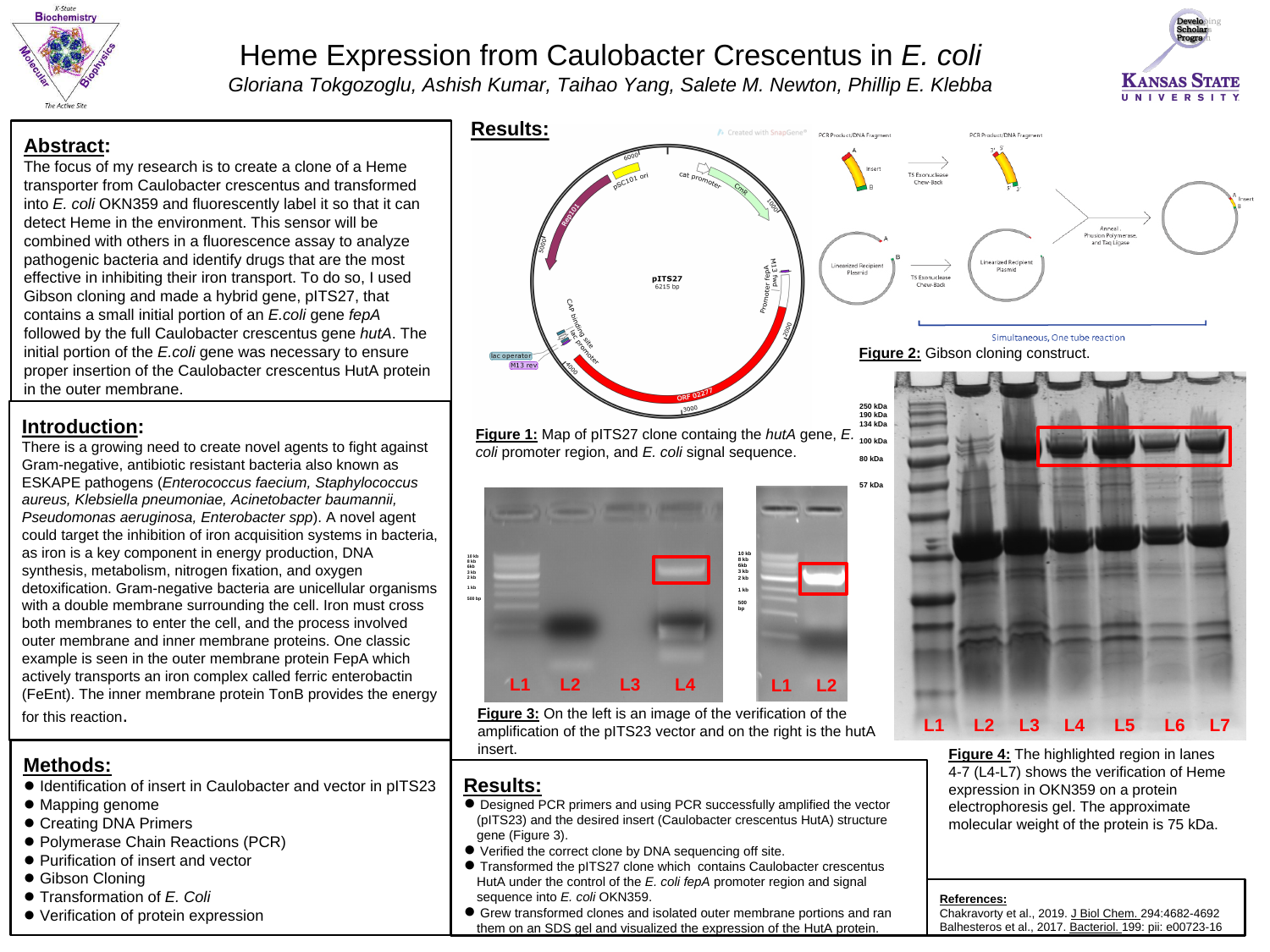# Heme Expression from Caulobacter Crescentus in *E. coli*

*Gloriana Tokgozoglu, Ashish Kumar, Taihao Yang, Salete M. Newton, Phillip E. Klebba*

## Abstract:

The focus of my research is to create a clone of a Heme transporter from Caulobacter crescentus and transformed into *E. coli* OKN359 and fluorescently label it so that it can detect Heme in the environment. This sensor will be combined with others in a fluorescence assay to analyze pathogenic bacteria and identify drugs that are the most effective in inhibiting their iron transport. To do so, I used Gibson cloning and made a hybrid gene, pITS27, that contains a small initial portion of an *E.coli* gene *fepA* followed by the full Caulobacter crescentus gene *hutA*. The initial portion of the *E.coli* gene was necessary to ensure proper insertion of the Caulobacter crescentus HutA protein in the outer membrane.

## Introduction:

There is a growing need to create novel agents to fight against Gram-negative, antibiotic resistant bacteria also known as ESKAPE pathogens (*Enterococcus faecium, Staphylococcus aureus, Klebsiella pneumoniae, Acinetobacter baumannii, Pseudomonas aeruginosa, Enterobacter spp*). A novel agent could target the inhibition of iron acquisition systems in bacteria, as iron is a key component in energy production, DNA synthesis, metabolism, nitrogen fixation, and oxygen detoxification. Gram-negative bacteria are unicellular organisms with a double membrane surrounding the cell. Iron must cross both membranes to enter the cell, and the process involved outer membrane and inner membrane proteins. One classic example is seen in the outer membrane protein FepA which actively transports an iron complex called ferric enterobactin (FeEnt). The inner membrane protein TonB provides the energy for this reaction.

## Methods:

- Identification of insert in Caulobacter and vector in pITS23
- Mapping genome
- Creating DNA Primers
- Polymerase Chain Reactions (PCR)
- Purification of insert and vector
- Gibson Cloning
- Transformation of *E. Coli*
- Verification of protein expression

## Results:

**Figure 1:** Map of pITS27 clone containg the *hutA* gene, *E. coli* promoter region, and *E. coli* signal sequence.

**Figure 2:** Gibson cloning construct.

**Figure 3:** On the left is an image of the verification of the amplification of the pITS23 vector and on the right is the hutA insert.

**Figure 4:** The highlighted region in lanes 4-7 (L4-L7) shows the verification of Heme expression in OKN359 on a protein electrophoresis gel. The approximate molecular weight of the protein is 75 kDa.

## Results:

- Designed PCR primers and using PCR successfully amplified the vector (pITS23) and the desired insert (Caulobacter crescentus HutA) structure gene (Figure 3).
- Verified the correct clone by DNA sequencing off site.
- Transformed the pITS27 clone which contains Caulobacter crescentus HutA under the control of the *E. coli fepA* promoter region and signal sequence into *E. coli* OKN359.
- Grew transformed clones and isolated outer membrane portions and ran them on an SDS gel and visualized the expression of the HutA protein.

**References:**

Chakravorty et al., 2019. J Biol Chem. 294:4682-4692

Balhesteros et al., 2017. Bacteriol. 199: pii: e00723-16